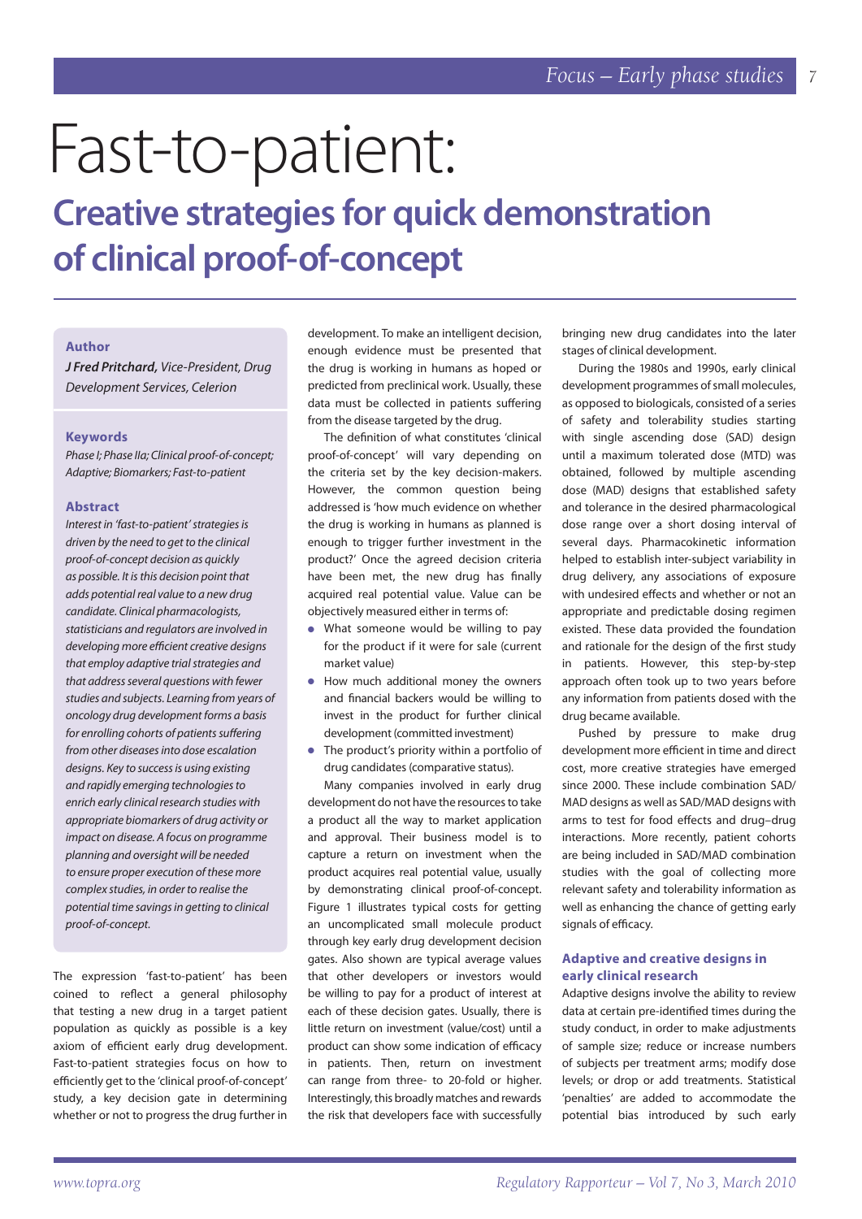# Fast-to-patient:

## Creative strategies for quick demonstration of clinical proof-of-concept

### Author

***J Fred Pritchard,** Vice-President, Drug Development Services, Celerion*

### Keywords

*Phase I; Phase IIa; Clinical proof-of-concept; Adaptive; Biomarkers; Fast-to-patient*

### Abstract

*Interest in 'fast-to-patient' strategies is driven by the need to get to the clinical proof-of-concept decision as quickly as possible. It is this decision point that adds potential real value to a new drug candidate. Clinical pharmacologists, statisticians and regulators are involved in developing more efficient creative designs that employ adaptive trial strategies and that address several questions with fewer studies and subjects. Learning from years of oncology drug development forms a basis for enrolling cohorts of patients suffering from other diseases into dose escalation designs. Key to success is using existing and rapidly emerging technologies to enrich early clinical research studies with appropriate biomarkers of drug activity or impact on disease. A focus on programme planning and oversight will be needed to ensure proper execution of these more complex studies, in order to realise the potential time savings in getting to clinical proof-of-concept.*

The expression 'fast-to-patient' has been coined to reflect a general philosophy that testing a new drug in a target patient population as quickly as possible is a key axiom of efficient early drug development. Fast-to-patient strategies focus on how to efficiently get to the 'clinical proof-of-concept' study, a key decision gate in determining whether or not to progress the drug further in development. To make an intelligent decision, enough evidence must be presented that the drug is working in humans as hoped or predicted from preclinical work. Usually, these data must be collected in patients suffering from the disease targeted by the drug.

The definition of what constitutes 'clinical proof-of-concept' will vary depending on the criteria set by the key decision-makers. However, the common question being addressed is 'how much evidence on whether the drug is working in humans as planned is enough to trigger further investment in the product?' Once the agreed decision criteria have been met, the new drug has finally acquired real potential value. Value can be objectively measured either in terms of:

- What someone would be willing to pay for the product if it were for sale (current market value)
- How much additional money the owners and financial backers would be willing to invest in the product for further clinical development (committed investment)
- The product's priority within a portfolio of drug candidates (comparative status).

Many companies involved in early drug development do not have the resources to take a product all the way to market application and approval. Their business model is to capture a return on investment when the product acquires real potential value, usually by demonstrating clinical proof-of-concept. Figure 1 illustrates typical costs for getting an uncomplicated small molecule product through key early drug development decision gates. Also shown are typical average values that other developers or investors would be willing to pay for a product of interest at each of these decision gates. Usually, there is little return on investment (value/cost) until a product can show some indication of efficacy in patients. Then, return on investment can range from three- to 20-fold or higher. Interestingly, this broadly matches and rewards the risk that developers face with successfully bringing new drug candidates into the later stages of clinical development.

During the 1980s and 1990s, early clinical development programmes of small molecules, as opposed to biologicals, consisted of a series of safety and tolerability studies starting with single ascending dose (SAD) design until a maximum tolerated dose (MTD) was obtained, followed by multiple ascending dose (MAD) designs that established safety and tolerance in the desired pharmacological dose range over a short dosing interval of several days. Pharmacokinetic information helped to establish inter-subject variability in drug delivery, any associations of exposure with undesired effects and whether or not an appropriate and predictable dosing regimen existed. These data provided the foundation and rationale for the design of the first study in patients. However, this step-by-step approach often took up to two years before any information from patients dosed with the drug became available.

Pushed by pressure to make drug development more efficient in time and direct cost, more creative strategies have emerged since 2000. These include combination SAD/MAD designs as well as SAD/MAD designs with arms to test for food effects and drug–drug interactions. More recently, patient cohorts are being included in SAD/MAD combination studies with the goal of collecting more relevant safety and tolerability information as well as enhancing the chance of getting early signals of efficacy.

### Adaptive and creative designs in early clinical research

Adaptive designs involve the ability to review data at certain pre-identified times during the study conduct, in order to make adjustments of sample size; reduce or increase numbers of subjects per treatment arms; modify dose levels; or drop or add treatments. Statistical 'penalties' are added to accommodate the potential bias introduced by such early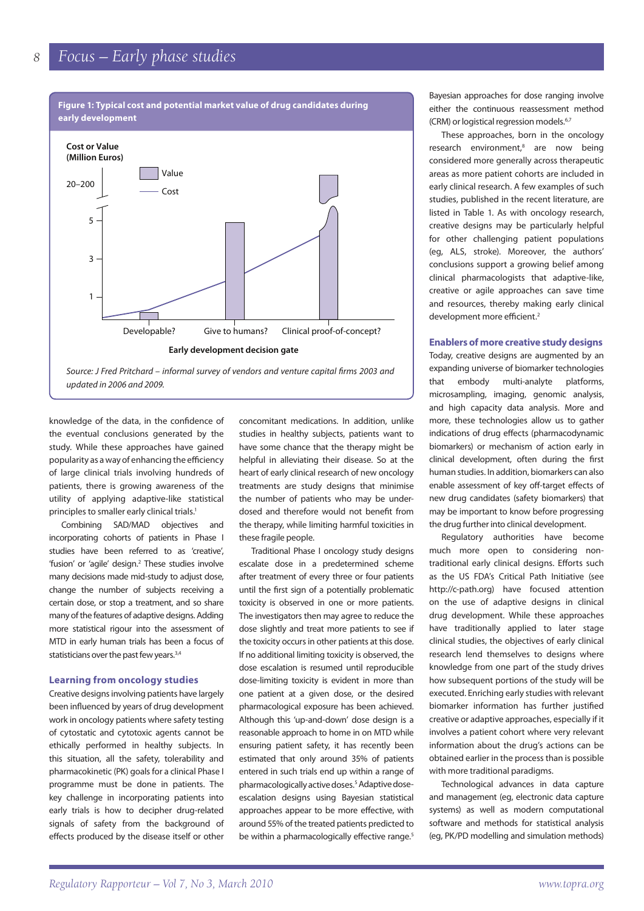**Figure 1: Typical cost and potential market value of drug candidates during early development**

Source: J Fred Pritchard – informal survey of vendors and venture capital firms 2003 and updated in 2006 and 2009.

knowledge of the data, in the confidence of the eventual conclusions generated by the study. While these approaches have gained popularity as a way of enhancing the efficiency of large clinical trials involving hundreds of patients, there is growing awareness of the utility of applying adaptive-like statistical principles to smaller early clinical trials.[1]

Combining SAD/MAD objectives and incorporating cohorts of patients in Phase I studies have been referred to as 'creative', 'fusion' or 'agile' design.[2] These studies involve many decisions made mid-study to adjust dose, change the number of subjects receiving a certain dose, or stop a treatment, and so share many of the features of adaptive designs. Adding more statistical rigour into the assessment of MTD in early human trials has been a focus of statisticians over the past few years.[3,4]

### Learning from oncology studies

Creative designs involving patients have largely been influenced by years of drug development work in oncology patients where safety testing of cytostatic and cytotoxic agents cannot be ethically performed in healthy subjects. In this situation, all the safety, tolerability and pharmacokinetic (PK) goals for a clinical Phase I programme must be done in patients. The key challenge in incorporating patients into early trials is how to decipher drug-related signals of safety from the background of effects produced by the disease itself or other concomitant medications. In addition, unlike studies in healthy subjects, patients want to have some chance that the therapy might be helpful in alleviating their disease. So at the heart of early clinical research of new oncology treatments are study designs that minimise the number of patients who may be under-dosed and therefore would not benefit from the therapy, while limiting harmful toxicities in these fragile people.

Traditional Phase I oncology study designs escalate dose in a predetermined scheme after treatment of every three or four patients until the first sign of a potentially problematic toxicity is observed in one or more patients. The investigators then may agree to reduce the dose slightly and treat more patients to see if the toxicity occurs in other patients at this dose. If no additional limiting toxicity is observed, the dose escalation is resumed until reproducible dose-limiting toxicity is evident in more than one patient at a given dose, or the desired pharmacological exposure has been achieved. Although this 'up-and-down' dose design is a reasonable approach to home in on MTD while ensuring patient safety, it has recently been estimated that only around 35% of patients entered in such trials end up within a range of pharmacologically active doses.[5] Adaptive dose-escalation designs using Bayesian statistical approaches appear to be more effective, with around 55% of the treated patients predicted to be within a pharmacologically effective range.[5] Bayesian approaches for dose ranging involve either the continuous reassessment method (CRM) or logistical regression models.[6,7]

These approaches, born in the oncology research environment,[8] are now being considered more generally across therapeutic areas as more patient cohorts are included in early clinical research. A few examples of such studies, published in the recent literature, are listed in Table 1. As with oncology research, creative designs may be particularly helpful for other challenging patient populations (eg, ALS, stroke). Moreover, the authors' conclusions support a growing belief among clinical pharmacologists that adaptive-like, creative or agile approaches can save time and resources, thereby making early clinical development more efficient.[2]

### Enablers of more creative study designs

Today, creative designs are augmented by an expanding universe of biomarker technologies that embody multi-analyte platforms, microsampling, imaging, genomic analysis, and high capacity data analysis. More and more, these technologies allow us to gather indications of drug effects (pharmacodynamic biomarkers) or mechanism of action early in clinical development, often during the first human studies. In addition, biomarkers can also enable assessment of key off-target effects of new drug candidates (safety biomarkers) that may be important to know before progressing the drug further into clinical development.

Regulatory authorities have become much more open to considering non-traditional early clinical designs. Efforts such as the US FDA's Critical Path Initiative (see http://c-path.org) have focused attention on the use of adaptive designs in clinical drug development. While these approaches have traditionally applied to later stage clinical studies, the objectives of early clinical research lend themselves to designs where knowledge from one part of the study drives how subsequent portions of the study will be executed. Enriching early studies with relevant biomarker information has further justified creative or adaptive approaches, especially if it involves a patient cohort where very relevant information about the drug's actions can be obtained earlier in the process than is possible with more traditional paradigms.

Technological advances in data capture and management (eg, electronic data capture systems) as well as modern computational software and methods for statistical analysis (eg, PK/PD modelling and simulation methods)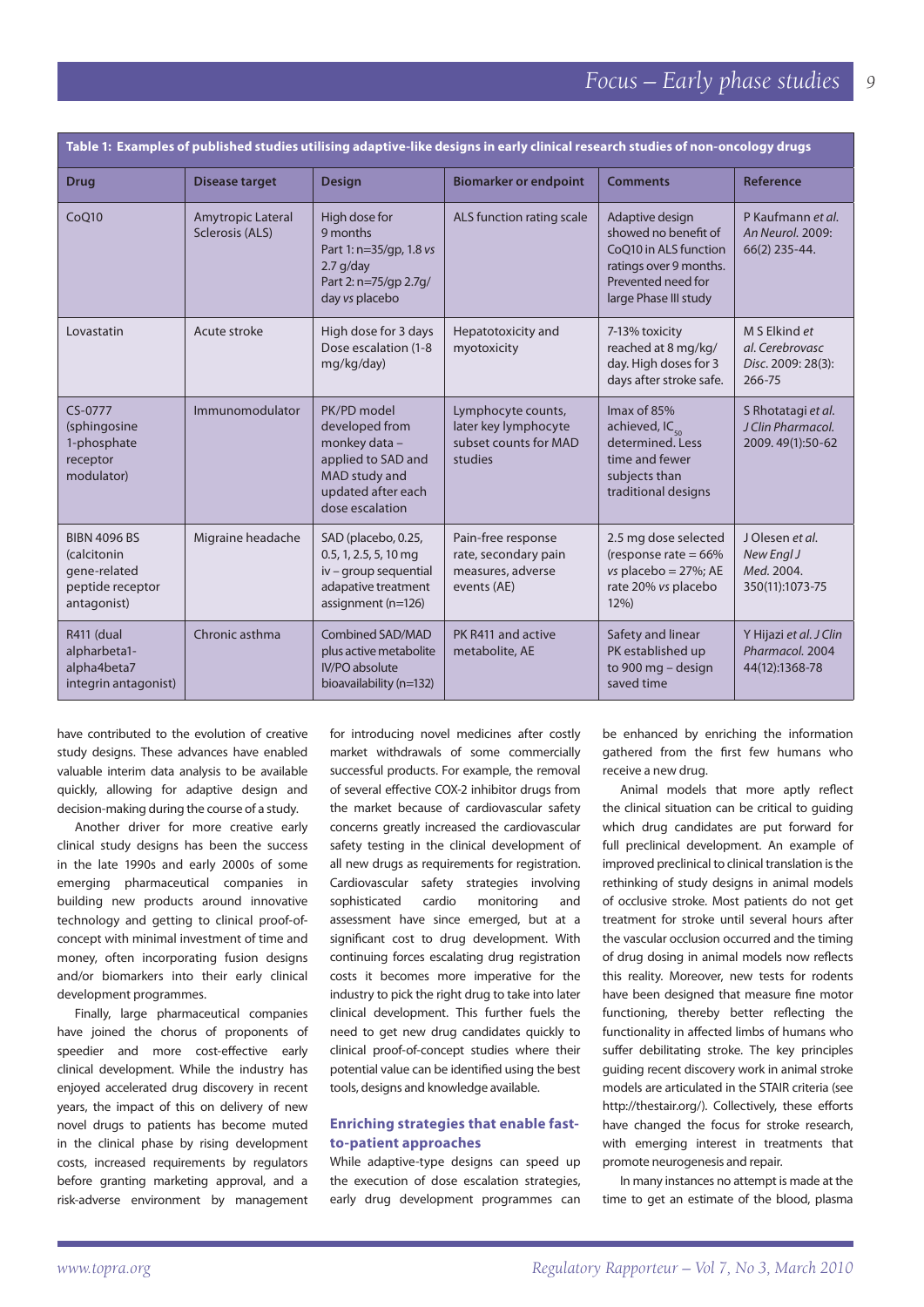**Table 1: Examples of published studies utilising adaptive-like designs in early clinical research studies of non-oncology drugs**

| Drug | Disease target | Design | Biomarker or endpoint | Comments | Reference |
|---|---|---|---|---|---|
| CoQ10 | Amytropic Lateral Sclerosis (ALS) | High dose for 9 months Part 1: n=35/gp, 1.8 *vs* 2.7 g/day Part 2: n=75/gp 2.7g/day *vs* placebo | ALS function rating scale | Adaptive design showed no benefit of CoQ10 in ALS function ratings over 9 months. Prevented need for large Phase III study | P Kaufmann *et al. An Neurol.* 2009: 66(2) 235-44. |
| Lovastatin | Acute stroke | High dose for 3 days Dose escalation (1-8 mg/kg/day) | Hepatotoxicity and myotoxicity | 7-13% toxicity reached at 8 mg/kg/day. High doses for 3 days after stroke safe. | M S Elkind *et al. Cerebrovasc Disc.* 2009: 28(3): 266-75 |
| CS-0777 (sphingosine 1-phosphate receptor modulator) | Immunomodulator | PK/PD model developed from monkey data – applied to SAD and MAD study and updated after each dose escalation | Lymphocyte counts, later key lymphocyte subset counts for MAD studies | Imax of 85% achieved, $IC_{50}$ determined. Less time and fewer subjects than traditional designs | S Rhotatagi *et al. J Clin Pharmacol.* 2009. 49(1):50-62 |
| BIBN 4096 BS (calcitonin gene-related peptide receptor antagonist) | Migraine headache | SAD (placebo, 0.25, 0.5, 1, 2.5, 5, 10 mg iv – group sequential adapative treatment assignment (n=126) | Pain-free response rate, secondary pain measures, adverse events (AE) | 2.5 mg dose selected (response rate = 66% *vs* placebo = 27%; AE rate 20% *vs* placebo 12%) | J Olesen *et al. New Engl J Med.* 2004. 350(11):1073-75 |
| R411 (dual alpharbeta1-alpha4beta7 integrin antagonist) | Chronic asthma | Combined SAD/MAD plus active metabolite IV/PO absolute bioavailability (n=132) | PK R411 and active metabolite, AE | Safety and linear PK established up to 900 mg – design saved time | Y Hijazi *et al. J Clin Pharmacol.* 2004 44(12):1368-78 |

have contributed to the evolution of creative study designs. These advances have enabled valuable interim data analysis to be available quickly, allowing for adaptive design and decision-making during the course of a study.

Another driver for more creative early clinical study designs has been the success in the late 1990s and early 2000s of some emerging pharmaceutical companies in building new products around innovative technology and getting to clinical proof-of-concept with minimal investment of time and money, often incorporating fusion designs and/or biomarkers into their early clinical development programmes.

Finally, large pharmaceutical companies have joined the chorus of proponents of speedier and more cost-effective early clinical development. While the industry has enjoyed accelerated drug discovery in recent years, the impact of this on delivery of new novel drugs to patients has become muted in the clinical phase by rising development costs, increased requirements by regulators before granting marketing approval, and a risk-adverse environment by management for introducing novel medicines after costly market withdrawals of some commercially successful products. For example, the removal of several effective COX-2 inhibitor drugs from the market because of cardiovascular safety concerns greatly increased the cardiovascular safety testing in the clinical development of all new drugs as requirements for registration. Cardiovascular safety strategies involving sophisticated cardio monitoring and assessment have since emerged, but at a significant cost to drug development. With continuing forces escalating drug registration costs it becomes more imperative for the industry to pick the right drug to take into later clinical development. This further fuels the need to get new drug candidates quickly to clinical proof-of-concept studies where their potential value can be identified using the best tools, designs and knowledge available.

### Enriching strategies that enable fast-to-patient approaches

While adaptive-type designs can speed up the execution of dose escalation strategies, early drug development programmes can be enhanced by enriching the information gathered from the first few humans who receive a new drug.

Animal models that more aptly reflect the clinical situation can be critical to guiding which drug candidates are put forward for full preclinical development. An example of improved preclinical to clinical translation is the rethinking of study designs in animal models of occlusive stroke. Most patients do not get treatment for stroke until several hours after the vascular occlusion occurred and the timing of drug dosing in animal models now reflects this reality. Moreover, new tests for rodents have been designed that measure fine motor functioning, thereby better reflecting the functionality in affected limbs of humans who suffer debilitating stroke. The key principles guiding recent discovery work in animal stroke models are articulated in the STAIR criteria (see http://thestair.org/). Collectively, these efforts have changed the focus for stroke research, with emerging interest in treatments that promote neurogenesis and repair.

In many instances no attempt is made at the time to get an estimate of the blood, plasma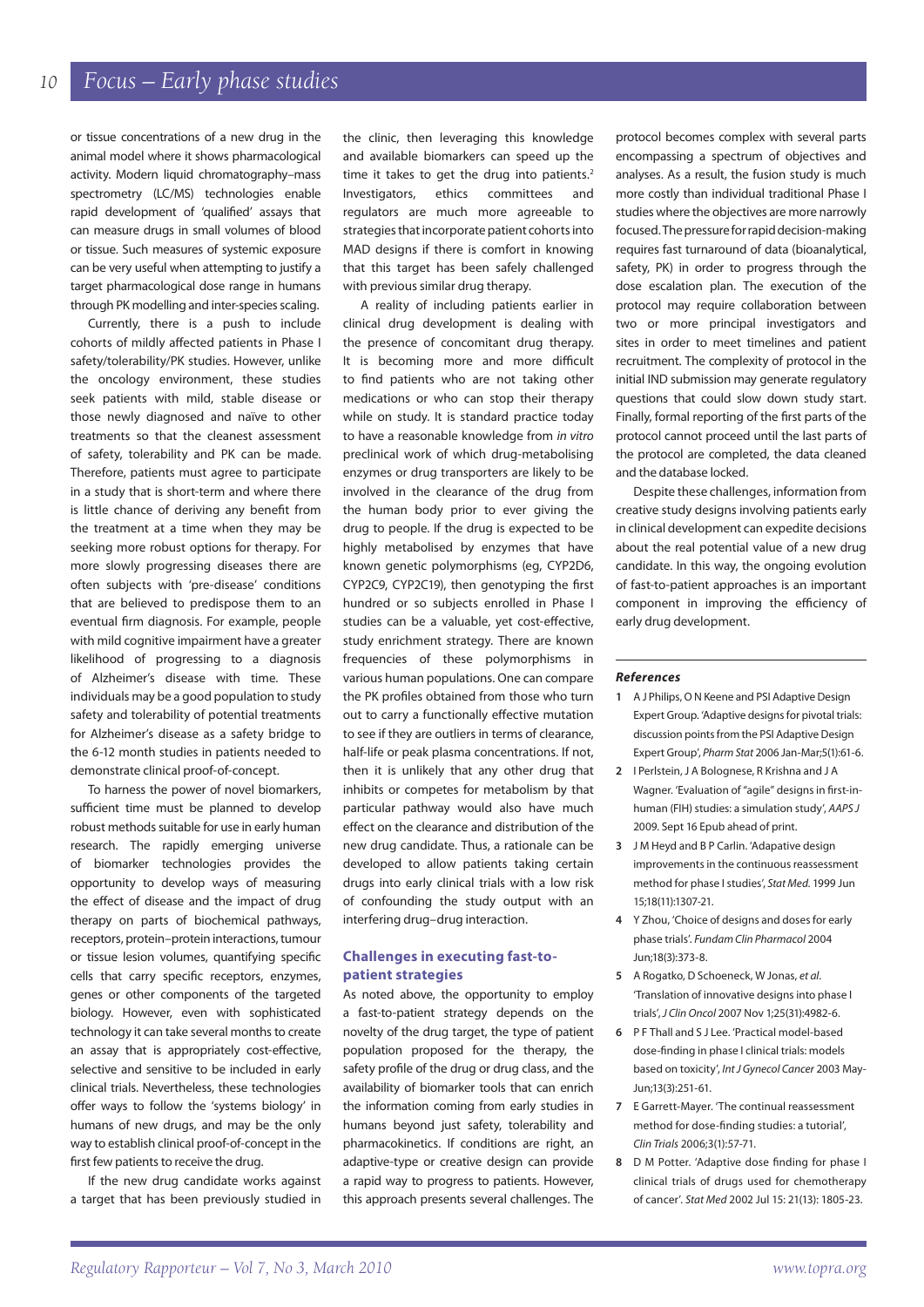or tissue concentrations of a new drug in the animal model where it shows pharmacological activity. Modern liquid chromatography–mass spectrometry (LC/MS) technologies enable rapid development of 'qualified' assays that can measure drugs in small volumes of blood or tissue. Such measures of systemic exposure can be very useful when attempting to justify a target pharmacological dose range in humans through PK modelling and inter-species scaling.

Currently, there is a push to include cohorts of mildly affected patients in Phase I safety/tolerability/PK studies. However, unlike the oncology environment, these studies seek patients with mild, stable disease or those newly diagnosed and naïve to other treatments so that the cleanest assessment of safety, tolerability and PK can be made. Therefore, patients must agree to participate in a study that is short-term and where there is little chance of deriving any benefit from the treatment at a time when they may be seeking more robust options for therapy. For more slowly progressing diseases there are often subjects with 'pre-disease' conditions that are believed to predispose them to an eventual firm diagnosis. For example, people with mild cognitive impairment have a greater likelihood of progressing to a diagnosis of Alzheimer's disease with time. These individuals may be a good population to study safety and tolerability of potential treatments for Alzheimer's disease as a safety bridge to the 6-12 month studies in patients needed to demonstrate clinical proof-of-concept.

To harness the power of novel biomarkers, sufficient time must be planned to develop robust methods suitable for use in early human research. The rapidly emerging universe of biomarker technologies provides the opportunity to develop ways of measuring the effect of disease and the impact of drug therapy on parts of biochemical pathways, receptors, protein–protein interactions, tumour or tissue lesion volumes, quantifying specific cells that carry specific receptors, enzymes, genes or other components of the targeted biology. However, even with sophisticated technology it can take several months to create an assay that is appropriately cost-effective, selective and sensitive to be included in early clinical trials. Nevertheless, these technologies offer ways to follow the 'systems biology' in humans of new drugs, and may be the only way to establish clinical proof-of-concept in the first few patients to receive the drug.

If the new drug candidate works against a target that has been previously studied in the clinic, then leveraging this knowledge and available biomarkers can speed up the time it takes to get the drug into patients.[2] Investigators, ethics committees and regulators are much more agreeable to strategies that incorporate patient cohorts into MAD designs if there is comfort in knowing that this target has been safely challenged with previous similar drug therapy.

A reality of including patients earlier in clinical drug development is dealing with the presence of concomitant drug therapy. It is becoming more and more difficult to find patients who are not taking other medications or who can stop their therapy while on study. It is standard practice today to have a reasonable knowledge from *in vitro* preclinical work of which drug-metabolising enzymes or drug transporters are likely to be involved in the clearance of the drug from the human body prior to ever giving the drug to people. If the drug is expected to be highly metabolised by enzymes that have known genetic polymorphisms (eg, CYP2D6, CYP2C9, CYP2C19), then genotyping the first hundred or so subjects enrolled in Phase I studies can be a valuable, yet cost-effective, study enrichment strategy. There are known frequencies of these polymorphisms in various human populations. One can compare the PK profiles obtained from those who turn out to carry a functionally effective mutation to see if they are outliers in terms of clearance, half-life or peak plasma concentrations. If not, then it is unlikely that any other drug that inhibits or competes for metabolism by that particular pathway would also have much effect on the clearance and distribution of the new drug candidate. Thus, a rationale can be developed to allow patients taking certain drugs into early clinical trials with a low risk of confounding the study output with an interfering drug–drug interaction.

## Challenges in executing fast-to-patient strategies

As noted above, the opportunity to employ a fast-to-patient strategy depends on the novelty of the drug target, the type of patient population proposed for the therapy, the safety profile of the drug or drug class, and the availability of biomarker tools that can enrich the information coming from early studies in humans beyond just safety, tolerability and pharmacokinetics. If conditions are right, an adaptive-type or creative design can provide a rapid way to progress to patients. However, this approach presents several challenges. The protocol becomes complex with several parts encompassing a spectrum of objectives and analyses. As a result, the fusion study is much more costly than individual traditional Phase I studies where the objectives are more narrowly focused. The pressure for rapid decision-making requires fast turnaround of data (bioanalytical, safety, PK) in order to progress through the dose escalation plan. The execution of the protocol may require collaboration between two or more principal investigators and sites in order to meet timelines and patient recruitment. The complexity of protocol in the initial IND submission may generate regulatory questions that could slow down study start. Finally, formal reporting of the first parts of the protocol cannot proceed until the last parts of the protocol are completed, the data cleaned and the database locked.

Despite these challenges, information from creative study designs involving patients early in clinical development can expedite decisions about the real potential value of a new drug candidate. In this way, the ongoing evolution of fast-to-patient approaches is an important component in improving the efficiency of early drug development.

### References

1. A J Philips, O N Keene and PSI Adaptive Design Expert Group. 'Adaptive designs for pivotal trials: discussion points from the PSI Adaptive Design Expert Group', *Pharm Stat* 2006 Jan-Mar;5(1):61-6.
2. I Perlstein, J A Bolognese, R Krishna and J A Wagner. 'Evaluation of "agile" designs in first-in-human (FIH) studies: a simulation study', *AAPS J* 2009. Sept 16 Epub ahead of print.
3. J M Heyd and B P Carlin. 'Adapative design improvements in the continuous reassessment method for phase I studies', *Stat Med.* 1999 Jun 15;18(11):1307-21.
4. Y Zhou, 'Choice of designs and doses for early phase trials'. *Fundam Clin Pharmacol* 2004 Jun;18(3):373-8.
5. A Rogatko, D Schoeneck, W Jonas, *et al*. 'Translation of innovative designs into phase I trials', *J Clin Oncol* 2007 Nov 1;25(31):4982-6.
6. P F Thall and S J Lee. 'Practical model-based dose-finding in phase I clinical trials: models based on toxicity', *Int J Gynecol Cancer* 2003 May-Jun;13(3):251-61.
7. E Garrett-Mayer. 'The continual reassessment method for dose-finding studies: a tutorial', *Clin Trials* 2006;3(1):57-71.
8. D M Potter. 'Adaptive dose finding for phase I clinical trials of drugs used for chemotherapy of cancer'. *Stat Med* 2002 Jul 15: 21(13): 1805-23.